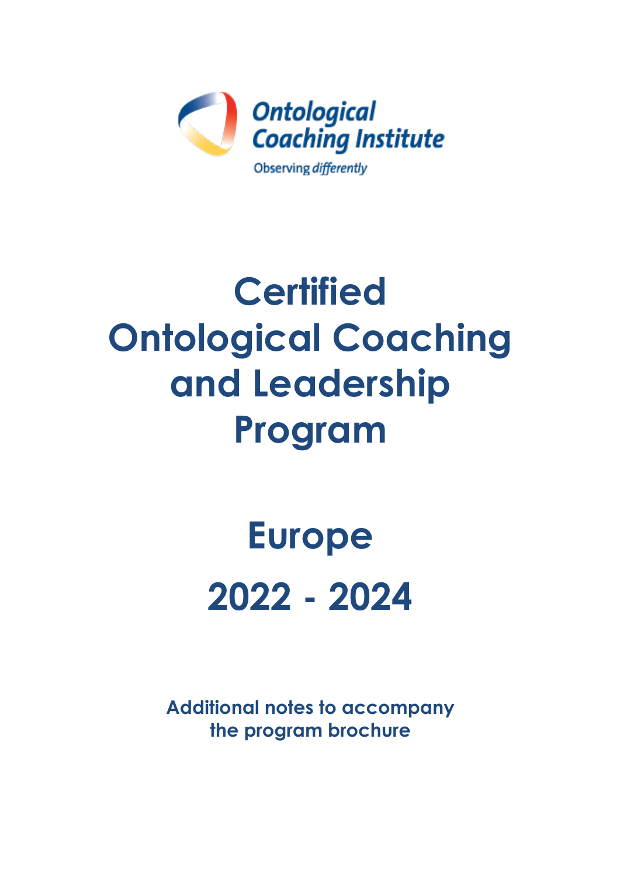Ontological Coaching Institute

Observing *differently*

# Certified Ontological Coaching and Leadership Program

# Europe

# 2022 - 2024

**Additional notes to accompany the program brochure**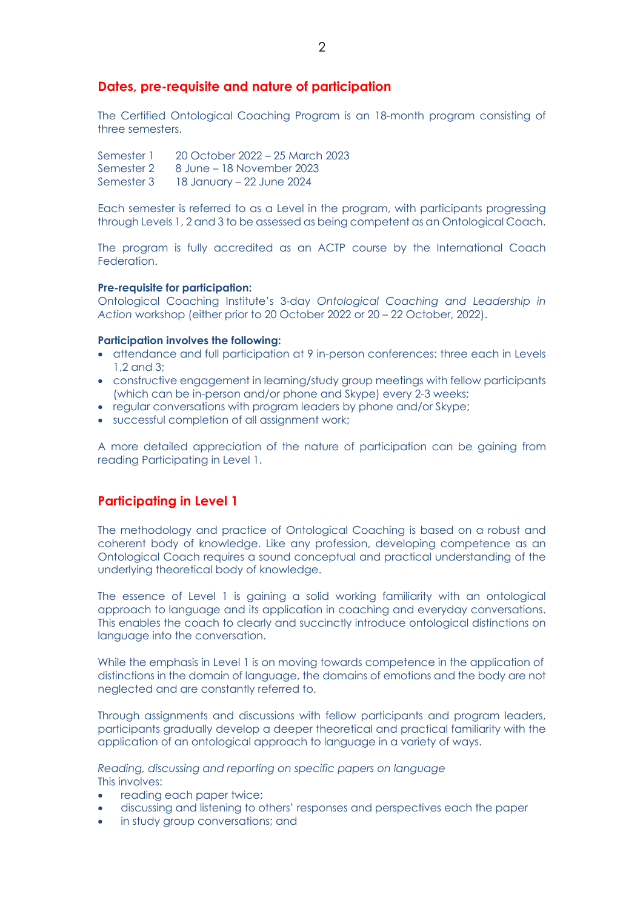## Dates, pre-requisite and nature of participation

The Certified Ontological Coaching Program is an 18-month program consisting of three semesters.

Semester 1 20 October 2022 – 25 March 2023
Semester 2 8 June – 18 November 2023
Semester 3 18 January – 22 June 2024

Each semester is referred to as a Level in the program, with participants progressing through Levels 1, 2 and 3 to be assessed as being competent as an Ontological Coach.

The program is fully accredited as an ACTP course by the International Coach Federation.

**Pre-requisite for participation:**
Ontological Coaching Institute's 3-day *Ontological Coaching and Leadership in Action* workshop (either prior to 20 October 2022 or 20 – 22 October, 2022).

**Participation involves the following:**

- attendance and full participation at 9 in-person conferences: three each in Levels 1,2 and 3;
- constructive engagement in learning/study group meetings with fellow participants (which can be in-person and/or phone and Skype) every 2-3 weeks;
- regular conversations with program leaders by phone and/or Skype;
- successful completion of all assignment work;

A more detailed appreciation of the nature of participation can be gaining from reading Participating in Level 1.

## Participating in Level 1

The methodology and practice of Ontological Coaching is based on a robust and coherent body of knowledge. Like any profession, developing competence as an Ontological Coach requires a sound conceptual and practical understanding of the underlying theoretical body of knowledge.

The essence of Level 1 is gaining a solid working familiarity with an ontological approach to language and its application in coaching and everyday conversations. This enables the coach to clearly and succinctly introduce ontological distinctions on language into the conversation.

While the emphasis in Level 1 is on moving towards competence in the application of distinctions in the domain of language, the domains of emotions and the body are not neglected and are constantly referred to.

Through assignments and discussions with fellow participants and program leaders, participants gradually develop a deeper theoretical and practical familiarity with the application of an ontological approach to language in a variety of ways.

*Reading, discussing and reporting on specific papers on language*
This involves:

- reading each paper twice;
- discussing and listening to others' responses and perspectives each the paper
- in study group conversations; and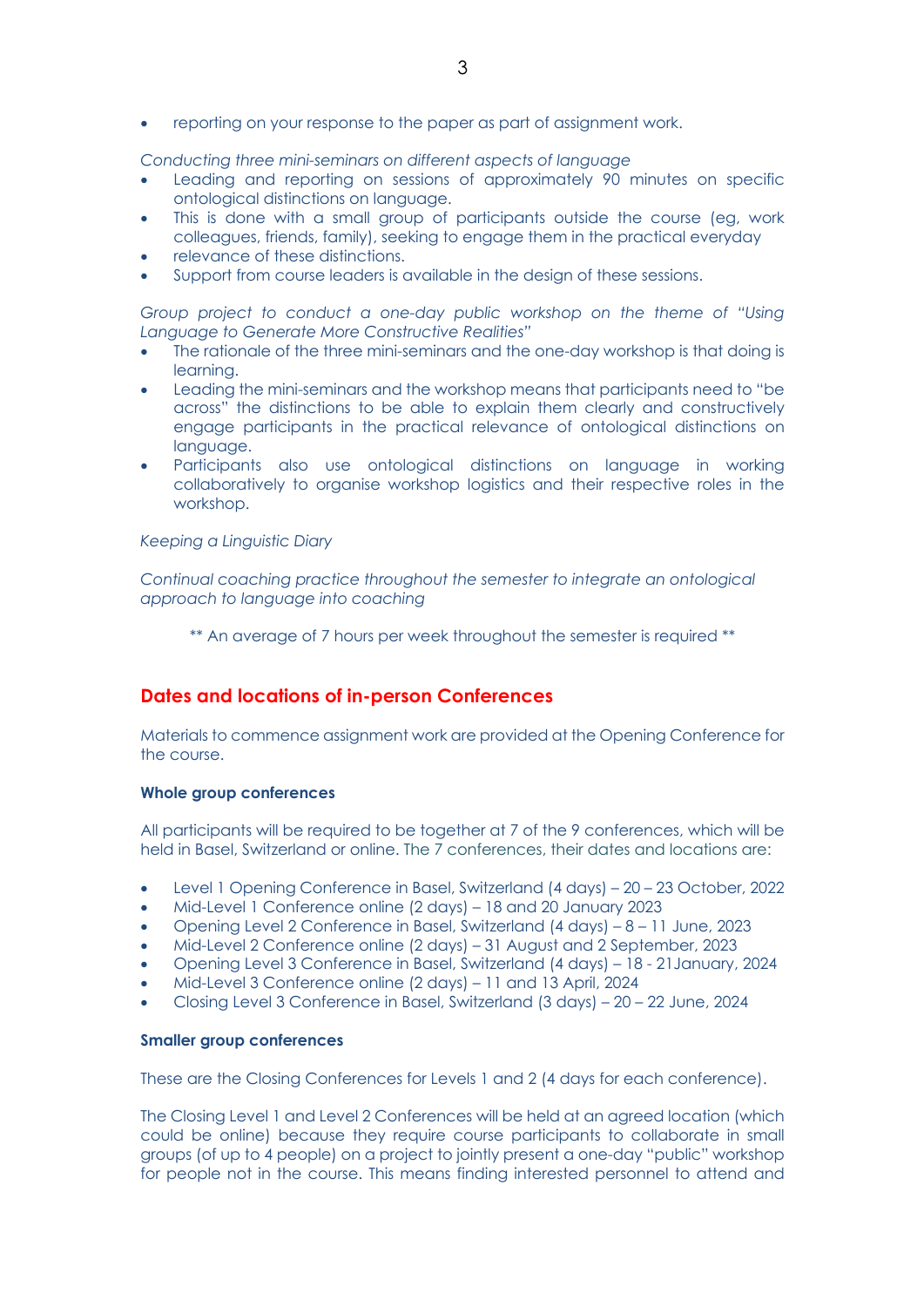- reporting on your response to the paper as part of assignment work.

*Conducting three mini-seminars on different aspects of language*

- Leading and reporting on sessions of approximately 90 minutes on specific ontological distinctions on language.
- This is done with a small group of participants outside the course (eg, work colleagues, friends, family), seeking to engage them in the practical everyday
- relevance of these distinctions.
- Support from course leaders is available in the design of these sessions.

*Group project to conduct a one-day public workshop on the theme of "Using Language to Generate More Constructive Realities"*

- The rationale of the three mini-seminars and the one-day workshop is that doing is learning.
- Leading the mini-seminars and the workshop means that participants need to "be across" the distinctions to be able to explain them clearly and constructively engage participants in the practical relevance of ontological distinctions on language.
- Participants also use ontological distinctions on language in working collaboratively to organise workshop logistics and their respective roles in the workshop.

*Keeping a Linguistic Diary*

*Continual coaching practice throughout the semester to integrate an ontological approach to language into coaching*

** An average of 7 hours per week throughout the semester is required **

## Dates and locations of in-person Conferences

Materials to commence assignment work are provided at the Opening Conference for the course.

**Whole group conferences**

All participants will be required to be together at 7 of the 9 conferences, which will be held in Basel, Switzerland or online. The 7 conferences, their dates and locations are:

- Level 1 Opening Conference in Basel, Switzerland (4 days) – 20 – 23 October, 2022
- Mid-Level 1 Conference online (2 days) – 18 and 20 January 2023
- Opening Level 2 Conference in Basel, Switzerland (4 days) – 8 – 11 June, 2023
- Mid-Level 2 Conference online (2 days) – 31 August and 2 September, 2023
- Opening Level 3 Conference in Basel, Switzerland (4 days) – 18 - 21January, 2024
- Mid-Level 3 Conference online (2 days) – 11 and 13 April, 2024
- Closing Level 3 Conference in Basel, Switzerland (3 days) – 20 – 22 June, 2024

**Smaller group conferences**

These are the Closing Conferences for Levels 1 and 2 (4 days for each conference).

The Closing Level 1 and Level 2 Conferences will be held at an agreed location (which could be online) because they require course participants to collaborate in small groups (of up to 4 people) on a project to jointly present a one-day "public" workshop for people not in the course. This means finding interested personnel to attend and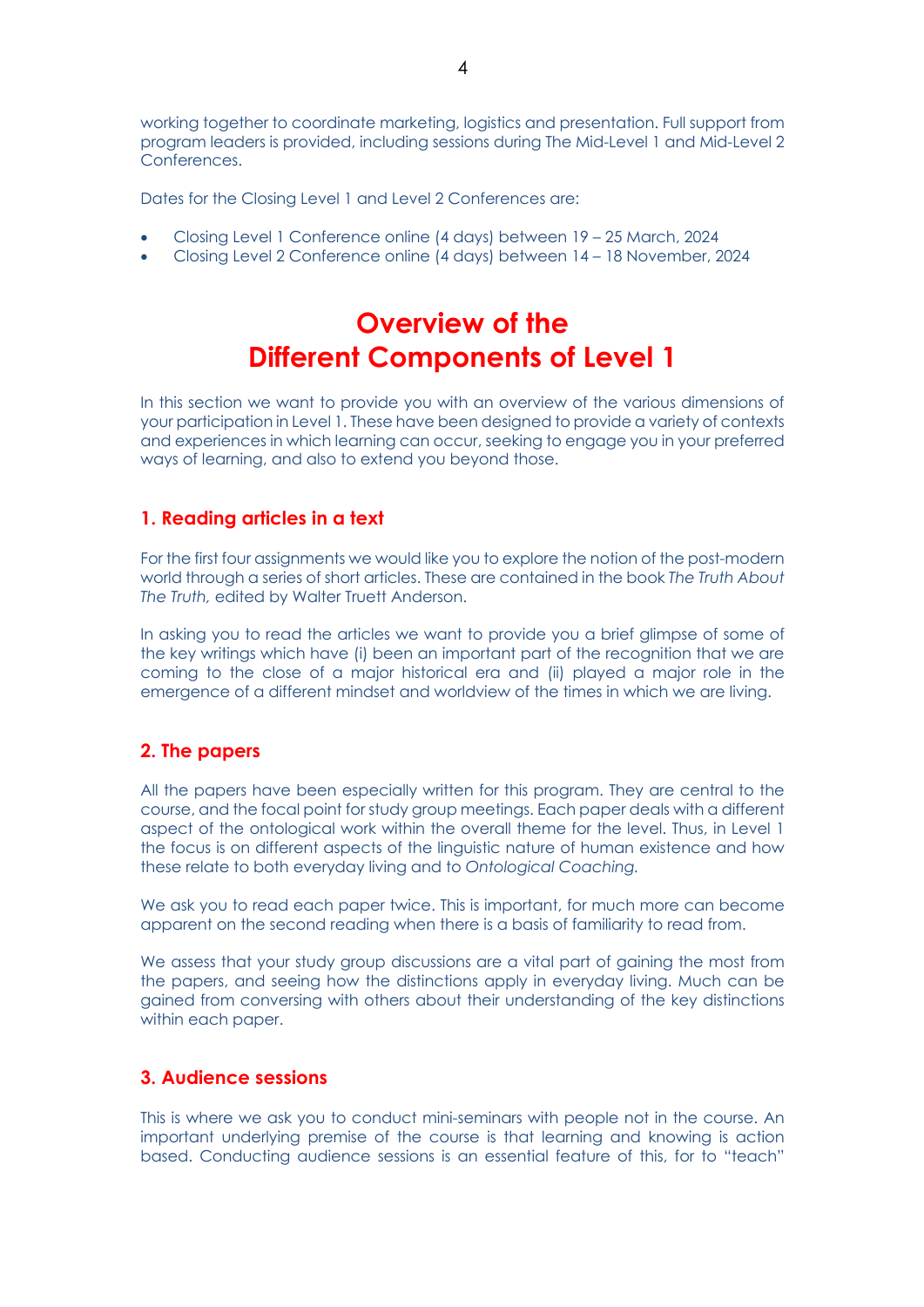working together to coordinate marketing, logistics and presentation. Full support from program leaders is provided, including sessions during The Mid-Level 1 and Mid-Level 2 Conferences.

Dates for the Closing Level 1 and Level 2 Conferences are:

- Closing Level 1 Conference online (4 days) between 19 – 25 March, 2024
- Closing Level 2 Conference online (4 days) between 14 – 18 November, 2024

# Overview of the Different Components of Level 1

In this section we want to provide you with an overview of the various dimensions of your participation in Level 1. These have been designed to provide a variety of contexts and experiences in which learning can occur, seeking to engage you in your preferred ways of learning, and also to extend you beyond those.

## 1. Reading articles in a text

For the first four assignments we would like you to explore the notion of the post-modern world through a series of short articles. These are contained in the book *The Truth About The Truth,* edited by Walter Truett Anderson.

In asking you to read the articles we want to provide you a brief glimpse of some of the key writings which have (i) been an important part of the recognition that we are coming to the close of a major historical era and (ii) played a major role in the emergence of a different mindset and worldview of the times in which we are living.

## 2. The papers

All the papers have been especially written for this program. They are central to the course, and the focal point for study group meetings. Each paper deals with a different aspect of the ontological work within the overall theme for the level. Thus, in Level 1 the focus is on different aspects of the linguistic nature of human existence and how these relate to both everyday living and to *Ontological Coaching.*

We ask you to read each paper twice. This is important, for much more can become apparent on the second reading when there is a basis of familiarity to read from.

We assess that your study group discussions are a vital part of gaining the most from the papers, and seeing how the distinctions apply in everyday living. Much can be gained from conversing with others about their understanding of the key distinctions within each paper.

## 3. Audience sessions

This is where we ask you to conduct mini-seminars with people not in the course. An important underlying premise of the course is that learning and knowing is action based. Conducting audience sessions is an essential feature of this, for to "teach"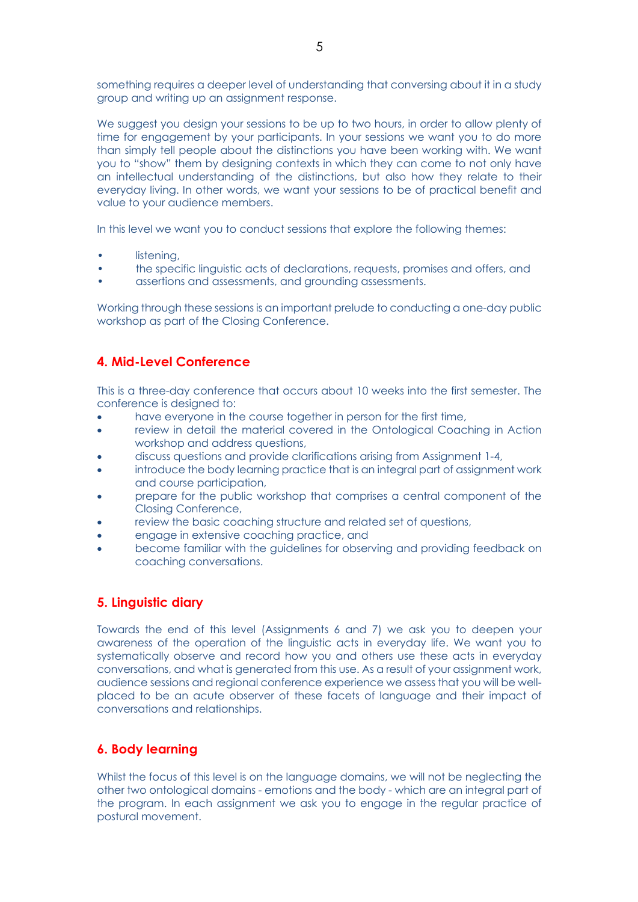something requires a deeper level of understanding that conversing about it in a study group and writing up an assignment response.

We suggest you design your sessions to be up to two hours, in order to allow plenty of time for engagement by your participants. In your sessions we want you to do more than simply tell people about the distinctions you have been working with. We want you to "show" them by designing contexts in which they can come to not only have an intellectual understanding of the distinctions, but also how they relate to their everyday living. In other words, we want your sessions to be of practical benefit and value to your audience members.

In this level we want you to conduct sessions that explore the following themes:

- listening,
- the specific linguistic acts of declarations, requests, promises and offers, and
- assertions and assessments, and grounding assessments.

Working through these sessions is an important prelude to conducting a one-day public workshop as part of the Closing Conference.

## 4. Mid-Level Conference

This is a three-day conference that occurs about 10 weeks into the first semester. The conference is designed to:

- have everyone in the course together in person for the first time,
- review in detail the material covered in the Ontological Coaching in Action workshop and address questions,
- discuss questions and provide clarifications arising from Assignment 1-4,
- introduce the body learning practice that is an integral part of assignment work and course participation,
- prepare for the public workshop that comprises a central component of the Closing Conference,
- review the basic coaching structure and related set of questions,
- engage in extensive coaching practice, and
- become familiar with the guidelines for observing and providing feedback on coaching conversations.

## 5. Linguistic diary

Towards the end of this level (Assignments 6 and 7) we ask you to deepen your awareness of the operation of the linguistic acts in everyday life. We want you to systematically observe and record how you and others use these acts in everyday conversations, and what is generated from this use. As a result of your assignment work, audience sessions and regional conference experience we assess that you will be well-placed to be an acute observer of these facets of language and their impact of conversations and relationships.

## 6. Body learning

Whilst the focus of this level is on the language domains, we will not be neglecting the other two ontological domains - emotions and the body - which are an integral part of the program. In each assignment we ask you to engage in the regular practice of postural movement.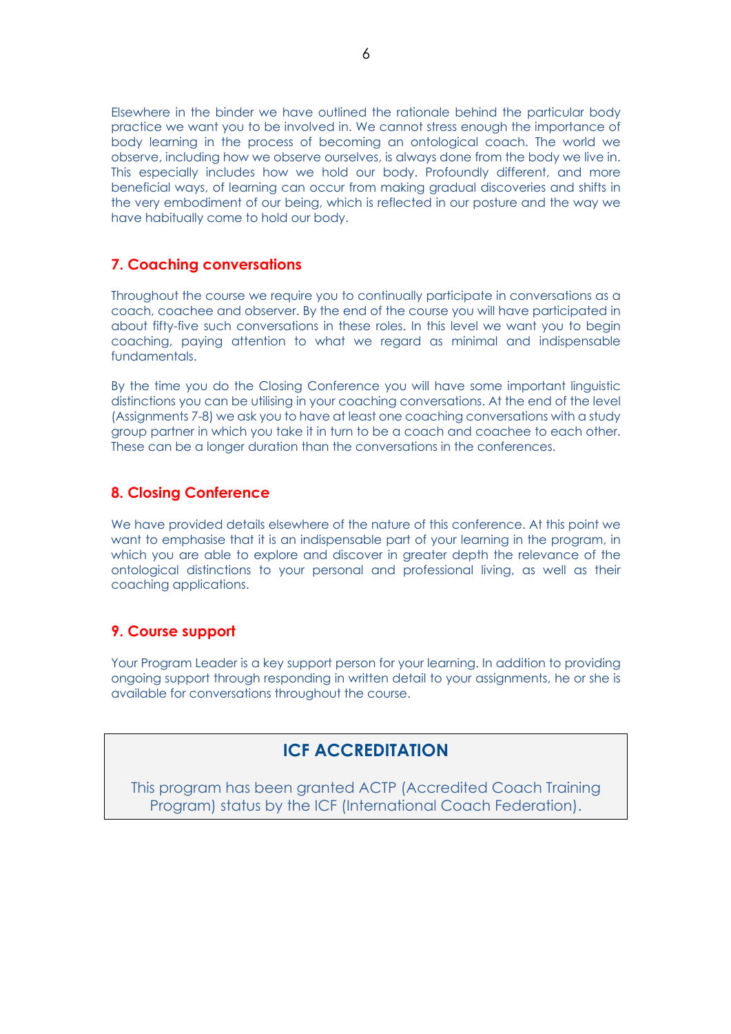Elsewhere in the binder we have outlined the rationale behind the particular body practice we want you to be involved in. We cannot stress enough the importance of body learning in the process of becoming an ontological coach. The world we observe, including how we observe ourselves, is always done from the body we live in. This especially includes how we hold our body. Profoundly different, and more beneficial ways, of learning can occur from making gradual discoveries and shifts in the very embodiment of our being, which is reflected in our posture and the way we have habitually come to hold our body.

## 7. Coaching conversations

Throughout the course we require you to continually participate in conversations as a coach, coachee and observer. By the end of the course you will have participated in about fifty-five such conversations in these roles. In this level we want you to begin coaching, paying attention to what we regard as minimal and indispensable fundamentals.

By the time you do the Closing Conference you will have some important linguistic distinctions you can be utilising in your coaching conversations. At the end of the level (Assignments 7-8) we ask you to have at least one coaching conversations with a study group partner in which you take it in turn to be a coach and coachee to each other. These can be a longer duration than the conversations in the conferences.

## 8. Closing Conference

We have provided details elsewhere of the nature of this conference. At this point we want to emphasise that it is an indispensable part of your learning in the program, in which you are able to explore and discover in greater depth the relevance of the ontological distinctions to your personal and professional living, as well as their coaching applications.

## 9. Course support

Your Program Leader is a key support person for your learning. In addition to providing ongoing support through responding in written detail to your assignments, he or she is available for conversations throughout the course.

## ICF ACCREDITATION

This program has been granted ACTP (Accredited Coach Training Program) status by the ICF (International Coach Federation).